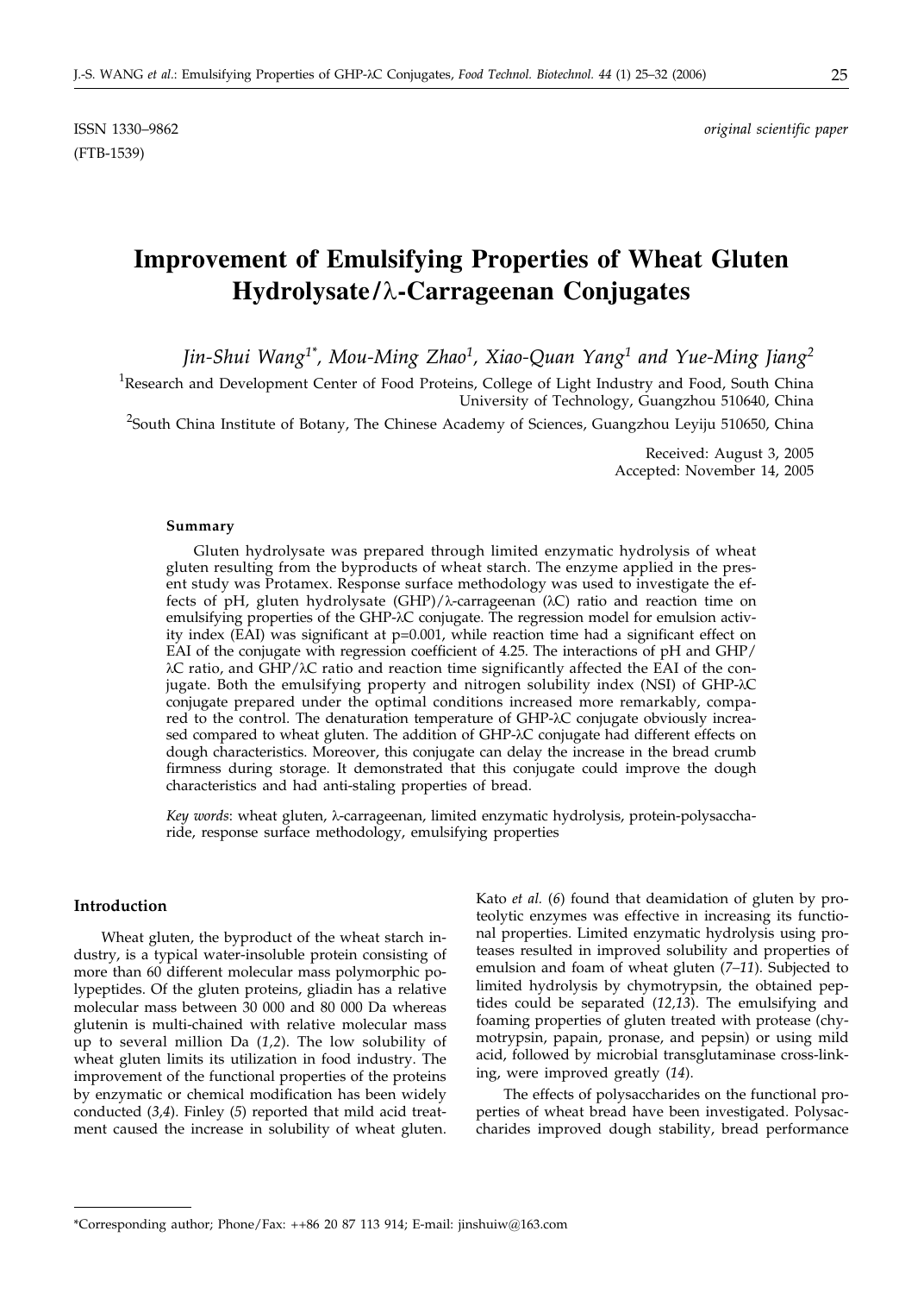ISSN 1330–9862 *original scientific paper*

(FTB-1539)

# Improvement of Emulsifying Properties of Wheat Gluten Hydrolysate/λ-Carrageenan Conjugates

*Jin-Shui Wang[1*], Mou-Ming Zhao[1], Xiao-Quan Yang[1] and Yue-Ming Jiang[2]*

[1]Research and Development Center of Food Proteins, College of Light Industry and Food, South China University of Technology, Guangzhou 510640, China

[2]South China Institute of Botany, The Chinese Academy of Sciences, Guangzhou Leyiju 510650, China

Received: August 3, 2005
Accepted: November 14, 2005

### Summary

Gluten hydrolysate was prepared through limited enzymatic hydrolysis of wheat gluten resulting from the byproducts of wheat starch. The enzyme applied in the present study was Protamex. Response surface methodology was used to investigate the effects of pH, gluten hydrolysate (GHP)/λ-carrageenan (λC) ratio and reaction time on emulsifying properties of the GHP-λC conjugate. The regression model for emulsion activity index (EAI) was significant at $p=0.001$, while reaction time had a significant effect on EAI of the conjugate with regression coefficient of 4.25. The interactions of pH and GHP/λC ratio, and GHP/λC ratio and reaction time significantly affected the EAI of the conjugate. Both the emulsifying property and nitrogen solubility index (NSI) of GHP-λC conjugate prepared under the optimal conditions increased more remarkably, compared to the control. The denaturation temperature of GHP-λC conjugate obviously increased compared to wheat gluten. The addition of GHP-λC conjugate had different effects on dough characteristics. Moreover, this conjugate can delay the increase in the bread crumb firmness during storage. It demonstrated that this conjugate could improve the dough characteristics and had anti-staling properties of bread.

*Key words*: wheat gluten, λ-carrageenan, limited enzymatic hydrolysis, protein-polysaccharide, response surface methodology, emulsifying properties

## Introduction

Wheat gluten, the byproduct of the wheat starch industry, is a typical water-insoluble protein consisting of more than 60 different molecular mass polymorphic polypeptides. Of the gluten proteins, gliadin has a relative molecular mass between 30 000 and 80 000 Da whereas glutenin is multi-chained with relative molecular mass up to several million Da (*1,2*). The low solubility of wheat gluten limits its utilization in food industry. The improvement of the functional properties of the proteins by enzymatic or chemical modification has been widely conducted (*3,4*). Finley (*5*) reported that mild acid treatment caused the increase in solubility of wheat gluten. Kato *et al.* (*6*) found that deamidation of gluten by proteolytic enzymes was effective in increasing its functional properties. Limited enzymatic hydrolysis using proteases resulted in improved solubility and properties of emulsion and foam of wheat gluten (*7–11*). Subjected to limited hydrolysis by chymotrypsin, the obtained peptides could be separated (*12,13*). The emulsifying and foaming properties of gluten treated with protease (chymotrypsin, papain, pronase, and pepsin) or using mild acid, followed by microbial transglutaminase cross-linking, were improved greatly (*14*).

The effects of polysaccharides on the functional properties of wheat bread have been investigated. Polysaccharides improved dough stability, bread performance

*Corresponding author; Phone/Fax: ++86 20 87 113 914; E-mail: jinshuiw@163.com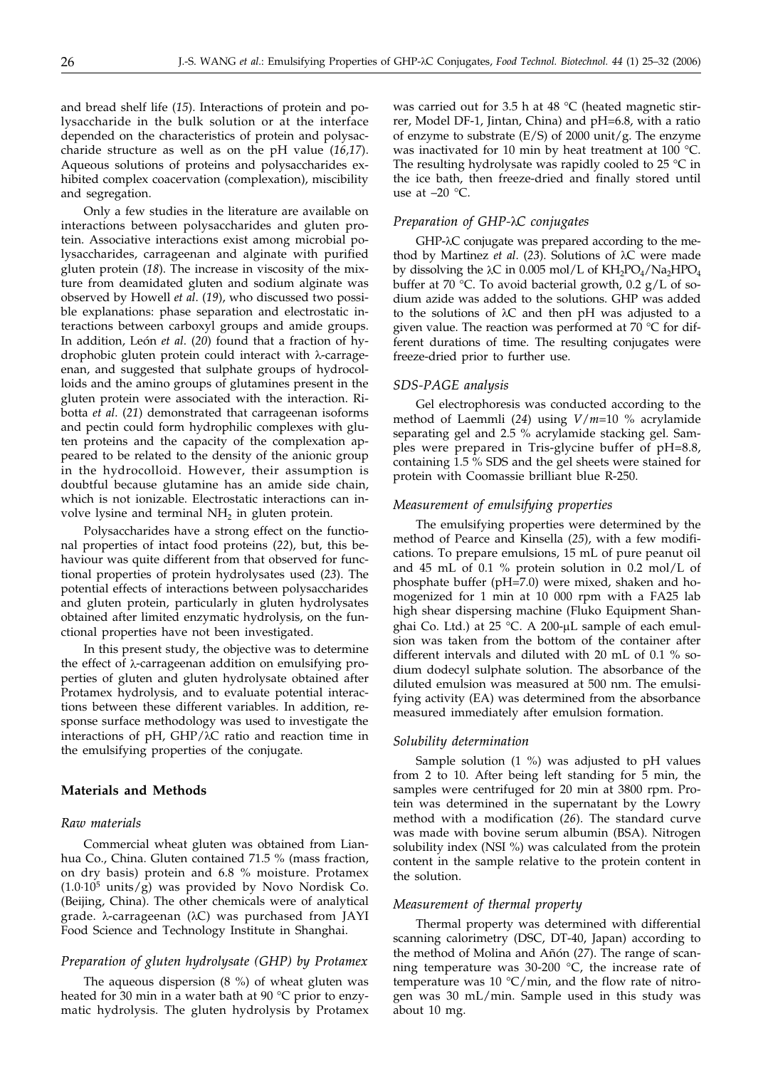and bread shelf life (*15*). Interactions of protein and polysaccharide in the bulk solution or at the interface depended on the characteristics of protein and polysaccharide structure as well as on the pH value (*16,17*). Aqueous solutions of proteins and polysaccharides exhibited complex coacervation (complexation), miscibility and segregation.

Only a few studies in the literature are available on interactions between polysaccharides and gluten protein. Associative interactions exist among microbial polysaccharides, carrageenan and alginate with purified gluten protein (*18*). The increase in viscosity of the mixture from deamidated gluten and sodium alginate was observed by Howell *et al.* (*19*), who discussed two possible explanations: phase separation and electrostatic interactions between carboxyl groups and amide groups. In addition, León *et al.* (*20*) found that a fraction of hydrophobic gluten protein could interact with λ-carrageenan, and suggested that sulphate groups of hydrocolloids and the amino groups of glutamines present in the gluten protein were associated with the interaction. Ribotta *et al.* (*21*) demonstrated that carrageenan isoforms and pectin could form hydrophilic complexes with gluten proteins and the capacity of the complexation appeared to be related to the density of the anionic group in the hydrocolloid. However, their assumption is doubtful because glutamine has an amide side chain, which is not ionizable. Electrostatic interactions can involve lysine and terminal $NH_2$ in gluten protein.

Polysaccharides have a strong effect on the functional properties of intact food proteins (*22*), but, this behaviour was quite different from that observed for functional properties of protein hydrolysates used (*23*). The potential effects of interactions between polysaccharides and gluten protein, particularly in gluten hydrolysates obtained after limited enzymatic hydrolysis, on the functional properties have not been investigated.

In this present study, the objective was to determine the effect of λ-carrageenan addition on emulsifying properties of gluten and gluten hydrolysate obtained after Protamex hydrolysis, and to evaluate potential interactions between these different variables. In addition, response surface methodology was used to investigate the interactions of pH, GHP/λC ratio and reaction time in the emulsifying properties of the conjugate.

## Materials and Methods

### *Raw materials*

Commercial wheat gluten was obtained from Lianhua Co., China. Gluten contained 71.5 % (mass fraction, on dry basis) protein and 6.8 % moisture. Protamex ($1.0 \cdot 10^5$ units/g) was provided by Novo Nordisk Co. (Beijing, China). The other chemicals were of analytical grade. λ-carrageenan (λC) was purchased from JAYI Food Science and Technology Institute in Shanghai.

### *Preparation of gluten hydrolysate (GHP) by Protamex*

The aqueous dispersion (8 %) of wheat gluten was heated for 30 min in a water bath at 90 °C prior to enzymatic hydrolysis. The gluten hydrolysis by Protamex was carried out for 3.5 h at 48 °C (heated magnetic stirrer, Model DF-1, Jintan, China) and pH=6.8, with a ratio of enzyme to substrate (E/S) of 2000 unit/g. The enzyme was inactivated for 10 min by heat treatment at 100 °C. The resulting hydrolysate was rapidly cooled to 25 °C in the ice bath, then freeze-dried and finally stored until use at –20 °C.

### *Preparation of GHP-λC conjugates*

GHP-λC conjugate was prepared according to the method by Martinez *et al.* (*23*). Solutions of λC were made by dissolving the λC in 0.005 mol/L of $KH_2PO_4/Na_2HPO_4$ buffer at 70 °C. To avoid bacterial growth, 0.2 g/L of sodium azide was added to the solutions. GHP was added to the solutions of λC and then pH was adjusted to a given value. The reaction was performed at 70 °C for different durations of time. The resulting conjugates were freeze-dried prior to further use.

### *SDS-PAGE analysis*

Gel electrophoresis was conducted according to the method of Laemmli (*24*) using $V/m$=10 % acrylamide separating gel and 2.5 % acrylamide stacking gel. Samples were prepared in Tris-glycine buffer of pH=8.8, containing 1.5 % SDS and the gel sheets were stained for protein with Coomassie brilliant blue R-250.

### *Measurement of emulsifying properties*

The emulsifying properties were determined by the method of Pearce and Kinsella (*25*), with a few modifications. To prepare emulsions, 15 mL of pure peanut oil and 45 mL of 0.1 % protein solution in 0.2 mol/L of phosphate buffer (pH=7.0) were mixed, shaken and homogenized for 1 min at 10 000 rpm with a FA25 lab high shear dispersing machine (Fluko Equipment Shanghai Co. Ltd.) at 25 °C. A 200-μL sample of each emulsion was taken from the bottom of the container after different intervals and diluted with 20 mL of 0.1 % sodium dodecyl sulphate solution. The absorbance of the diluted emulsion was measured at 500 nm. The emulsifying activity (EA) was determined from the absorbance measured immediately after emulsion formation.

### *Solubility determination*

Sample solution (1 %) was adjusted to pH values from 2 to 10. After being left standing for 5 min, the samples were centrifuged for 20 min at 3800 rpm. Protein was determined in the supernatant by the Lowry method with a modification (*26*). The standard curve was made with bovine serum albumin (BSA). Nitrogen solubility index (NSI %) was calculated from the protein content in the sample relative to the protein content in the solution.

### *Measurement of thermal property*

Thermal property was determined with differential scanning calorimetry (DSC, DT-40, Japan) according to the method of Molina and Añón (*27*). The range of scanning temperature was 30-200 °C, the increase rate of temperature was 10 °C/min, and the flow rate of nitrogen was 30 mL/min. Sample used in this study was about 10 mg.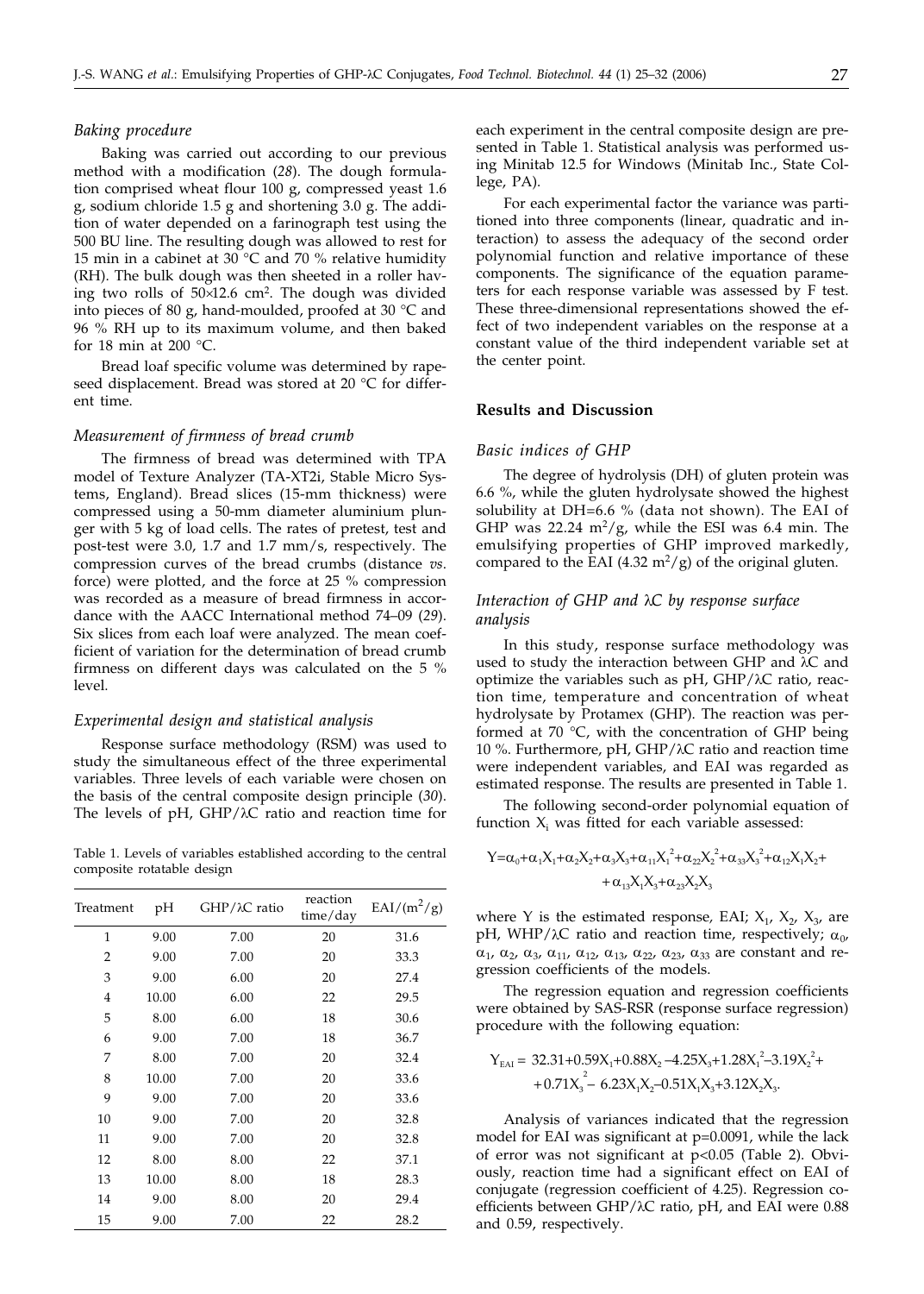### *Baking procedure*

Baking was carried out according to our previous method with a modification (*28*). The dough formulation comprised wheat flour 100 g, compressed yeast 1.6 g, sodium chloride 1.5 g and shortening 3.0 g. The addition of water depended on a farinograph test using the 500 BU line. The resulting dough was allowed to rest for 15 min in a cabinet at 30 °C and 70 % relative humidity (RH). The bulk dough was then sheeted in a roller having two rolls of 50×12.6 cm$^2$. The dough was divided into pieces of 80 g, hand-moulded, proofed at 30 °C and 96 % RH up to its maximum volume, and then baked for 18 min at 200 °C.

Bread loaf specific volume was determined by rapeseed displacement. Bread was stored at 20 °C for different time.

### *Measurement of firmness of bread crumb*

The firmness of bread was determined with TPA model of Texture Analyzer (TA-XT2i, Stable Micro Systems, England). Bread slices (15-mm thickness) were compressed using a 50-mm diameter aluminium plunger with 5 kg of load cells. The rates of pretest, test and post-test were 3.0, 1.7 and 1.7 mm/s, respectively. The compression curves of the bread crumbs (distance *vs.* force) were plotted, and the force at 25 % compression was recorded as a measure of bread firmness in accordance with the AACC International method 74–09 (*29*). Six slices from each loaf were analyzed. The mean coefficient of variation for the determination of bread crumb firmness on different days was calculated on the 5 % level.

### *Experimental design and statistical analysis*

Response surface methodology (RSM) was used to study the simultaneous effect of the three experimental variables. Three levels of each variable were chosen on the basis of the central composite design principle (*30*). The levels of pH, GHP/λC ratio and reaction time for each experiment in the central composite design are presented in Table 1. Statistical analysis was performed using Minitab 12.5 for Windows (Minitab Inc., State College, PA).

Table 1. Levels of variables established according to the central composite rotatable design

| Treatment | pH | GHP/λC ratio | reaction time/day | EAI/(m$^2$/g) |
|---|---|---|---|---|
| 1 | 9.00 | 7.00 | 20 | 31.6 |
| 2 | 9.00 | 7.00 | 20 | 33.3 |
| 3 | 9.00 | 6.00 | 20 | 27.4 |
| 4 | 10.00 | 6.00 | 22 | 29.5 |
| 5 | 8.00 | 6.00 | 18 | 30.6 |
| 6 | 9.00 | 7.00 | 18 | 36.7 |
| 7 | 8.00 | 7.00 | 20 | 32.4 |
| 8 | 10.00 | 7.00 | 20 | 33.6 |
| 9 | 9.00 | 7.00 | 20 | 33.6 |
| 10 | 9.00 | 7.00 | 20 | 32.8 |
| 11 | 9.00 | 7.00 | 20 | 32.8 |
| 12 | 8.00 | 8.00 | 22 | 37.1 |
| 13 | 10.00 | 8.00 | 18 | 28.3 |
| 14 | 9.00 | 8.00 | 20 | 29.4 |
| 15 | 9.00 | 7.00 | 22 | 28.2 |

For each experimental factor the variance was partitioned into three components (linear, quadratic and interaction) to assess the adequacy of the second order polynomial function and relative importance of these components. The significance of the equation parameters for each response variable was assessed by F test. These three-dimensional representations showed the effect of two independent variables on the response at a constant value of the third independent variable set at the center point.

## Results and Discussion

### *Basic indices of GHP*

The degree of hydrolysis (DH) of gluten protein was 6.6 %, while the gluten hydrolysate showed the highest solubility at DH=6.6 % (data not shown). The EAI of GHP was 22.24 m$^2$/g, while the ESI was 6.4 min. The emulsifying properties of GHP improved markedly, compared to the EAI (4.32 m$^2$/g) of the original gluten.

### *Interaction of GHP and λC by response surface analysis*

In this study, response surface methodology was used to study the interaction between GHP and λC and optimize the variables such as pH, GHP/λC ratio, reaction time, temperature and concentration of wheat hydrolysate by Protamex (GHP). The reaction was performed at 70 °C, with the concentration of GHP being 10 %. Furthermore, pH, GHP/λC ratio and reaction time were independent variables, and EAI was regarded as estimated response. The results are presented in Table 1.

The following second-order polynomial equation of function $X_i$ was fitted for each variable assessed:

$$Y=\alpha_0+\alpha_1X_1+\alpha_2X_2+\alpha_3X_3+\alpha_{11}X_1^2+\alpha_{22}X_2^2+\alpha_{33}X_3^2+\alpha_{12}X_1X_2+\alpha_{13}X_1X_3+\alpha_{23}X_2X_3$$

where Y is the estimated response, EAI; $X_1$, $X_2$, $X_3$, are pH, WHP/λC ratio and reaction time, respectively; $\alpha_0$, $\alpha_1$, $\alpha_2$, $\alpha_3$, $\alpha_{11}$, $\alpha_{12}$, $\alpha_{13}$, $\alpha_{22}$, $\alpha_{23}$, $\alpha_{33}$ are constant and regression coefficients of the models.

The regression equation and regression coefficients were obtained by SAS-RSR (response surface regression) procedure with the following equation:

$$Y_{EAI} = 32.31+0.59X_1+0.88X_2-4.25X_3+1.28X_1^2-3.19X_2^2+0.71X_3^2-6.23X_1X_2-0.51X_1X_3+3.12X_2X_3.$$

Analysis of variances indicated that the regression model for EAI was significant at p=0.0091, while the lack of error was not significant at $p<0.05$ (Table 2). Obviously, reaction time had a significant effect on EAI of conjugate (regression coefficient of 4.25). Regression coefficients between GHP/λC ratio, pH, and EAI were 0.88 and 0.59, respectively.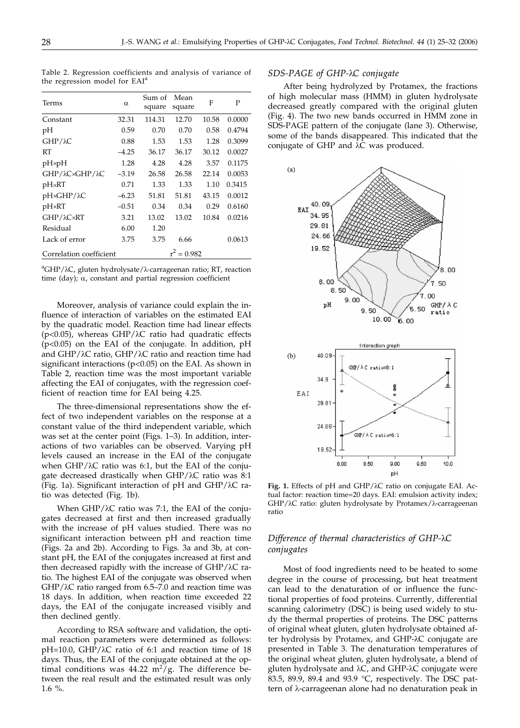Table 2. Regression coefficients and analysis of variance of the regression model for EAI[a]

| Terms | α | Sum of square | Mean square | F | P |
|---|---|---|---|---|---|
| Constant | 32.31 | 114.31 | 12.70 | 10.58 | 0.0000 |
| pH | 0.59 | 0.70 | 0.70 | 0.58 | 0.4794 |
| GHP/λC | 0.88 | 1.53 | 1.53 | 1.28 | 0.3099 |
| RT | –4.25 | 36.17 | 36.17 | 30.12 | 0.0027 |
| pH×pH | 1.28 | 4.28 | 4.28 | 3.57 | 0.1175 |
| GHP/λC×GHP/λC | –3.19 | 26.58 | 26.58 | 22.14 | 0.0053 |
| pH×RT | 0.71 | 1.33 | 1.33 | 1.10 | 0.3415 |
| pH×GHP/λC | –6.23 | 51.81 | 51.81 | 43.15 | 0.0012 |
| pH×RT | –0.51 | 0.34 | 0.34 | 0.29 | 0.6160 |
| GHP/λC×RT | 3.21 | 13.02 | 13.02 | 10.84 | 0.0216 |
| Residual | 6.00 | 1.20 | | | |
| Lack of error | 3.75 | 3.75 | 6.66 | | 0.0613 |
| Correlation coefficient | $r^2 = 0.982$ | | | | |

[a]GHP/λC, gluten hydrolysate/λ-carrageenan ratio; RT, reaction time (day); α, constant and partial regression coefficient

Moreover, analysis of variance could explain the influence of interaction of variables on the estimated EAI by the quadratic model. Reaction time had linear effects ($p<0.05$), whereas GHP/λC ratio had quadratic effects ($p<0.05$) on the EAI of the conjugate. In addition, pH and GHP/λC ratio, GHP/λC ratio and reaction time had significant interactions ($p<0.05$) on the EAI. As shown in Table 2, reaction time was the most important variable affecting the EAI of conjugates, with the regression coefficient of reaction time for EAI being 4.25.

The three-dimensional representations show the effect of two independent variables on the response at a constant value of the third independent variable, which was set at the center point (Figs. 1–3). In addition, interactions of two variables can be observed. Varying pH levels caused an increase in the EAI of the conjugate when GHP/λC ratio was 6:1, but the EAI of the conjugate decreased drastically when GHP/λC ratio was 8:1 (Fig. 1a). Significant interaction of pH and GHP/λC ratio was detected (Fig. 1b).

When GHP/λC ratio was 7:1, the EAI of the conjugates decreased at first and then increased gradually with the increase of pH values studied. There was no significant interaction between pH and reaction time (Figs. 2a and 2b). According to Figs. 3a and 3b, at constant pH, the EAI of the conjugates increased at first and then decreased rapidly with the increase of GHP/λC ratio. The highest EAI of the conjugate was observed when GHP/λC ratio ranged from 6.5–7.0 and reaction time was 18 days. In addition, when reaction time exceeded 22 days, the EAI of the conjugate increased visibly and then declined gently.

According to RSA software and validation, the optimal reaction parameters were determined as follows: pH=10.0, GHP/λC ratio of 6:1 and reaction time of 18 days. Thus, the EAI of the conjugate obtained at the optimal conditions was 44.22 $m^2/g$. The difference between the real result and the estimated result was only 1.6 %.

### *SDS-PAGE of GHP-λC conjugate*

After being hydrolyzed by Protamex, the fractions of high molecular mass (HMM) in gluten hydrolysate decreased greatly compared with the original gluten (Fig. 4). The two new bands occurred in HMM zone in SDS-PAGE pattern of the conjugate (lane 3). Otherwise, some of the bands disappeared. This indicated that the conjugate of GHP and λC was produced.

**Fig. 1.** Effects of pH and GHP/λC ratio on conjugate EAI. Actual factor: reaction time=20 days. EAI: emulsion activity index; GHP/λC ratio: gluten hydrolysate by Protamex/λ-carrageenan ratio

### *Difference of thermal characteristics of GHP-λC conjugates*

Most of food ingredients need to be heated to some degree in the course of processing, but heat treatment can lead to the denaturation of or influence the functional properties of food proteins. Currently, differential scanning calorimetry (DSC) is being used widely to study the thermal properties of proteins. The DSC patterns of original wheat gluten, gluten hydrolysate obtained after hydrolysis by Protamex, and GHP-λC conjugate are presented in Table 3. The denaturation temperatures of the original wheat gluten, gluten hydrolysate, a blend of gluten hydrolysate and λC, and GHP-λC conjugate were 83.5, 89.9, 89.4 and 93.9 °C, respectively. The DSC pattern of λ-carrageenan alone had no denaturation peak in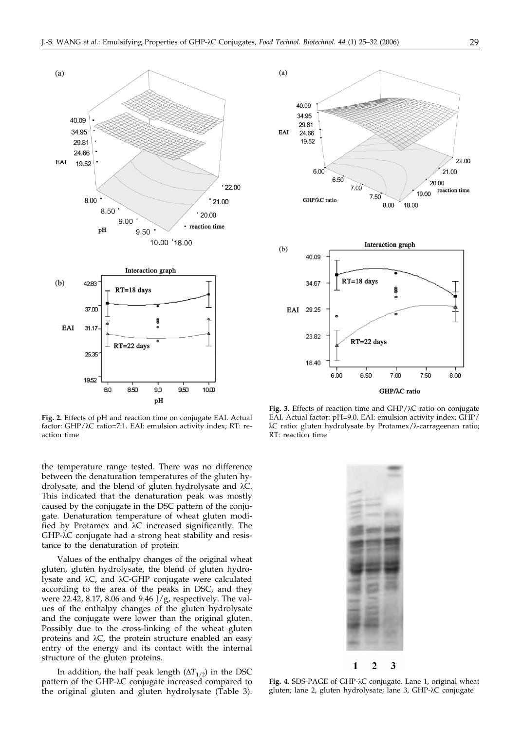**Fig. 2.** Effects of pH and reaction time on conjugate EAI. Actual factor: GHP/λC ratio=7:1. EAI: emulsion activity index; RT: reaction time

**Fig. 3.** Effects of reaction time and GHP/λC ratio on conjugate EAI. Actual factor: pH=9.0. EAI: emulsion activity index; GHP/λC ratio: gluten hydrolysate by Protamex/λ-carrageenan ratio; RT: reaction time

the temperature range tested. There was no difference between the denaturation temperatures of the gluten hydrolysate, and the blend of gluten hydrolysate and λC. This indicated that the denaturation peak was mostly caused by the conjugate in the DSC pattern of the conjugate. Denaturation temperature of wheat gluten modified by Protamex and λC increased significantly. The GHP-λC conjugate had a strong heat stability and resistance to the denaturation of protein.

Values of the enthalpy changes of the original wheat gluten, gluten hydrolysate, the blend of gluten hydrolysate and λC, and λC-GHP conjugate were calculated according to the area of the peaks in DSC, and they were 22.42, 8.17, 8.06 and 9.46 J/g, respectively. The values of the enthalpy changes of the gluten hydrolysate and the conjugate were lower than the original gluten. Possibly due to the cross-linking of the wheat gluten proteins and λC, the protein structure enabled an easy entry of the energy and its contact with the internal structure of the gluten proteins.

In addition, the half peak length ($\Delta T_{1/2}$) in the DSC pattern of the GHP-λC conjugate increased compared to the original gluten and gluten hydrolysate (Table 3).

**Fig. 4.** SDS-PAGE of GHP-λC conjugate. Lane 1, original wheat gluten; lane 2, gluten hydrolysate; lane 3, GHP-λC conjugate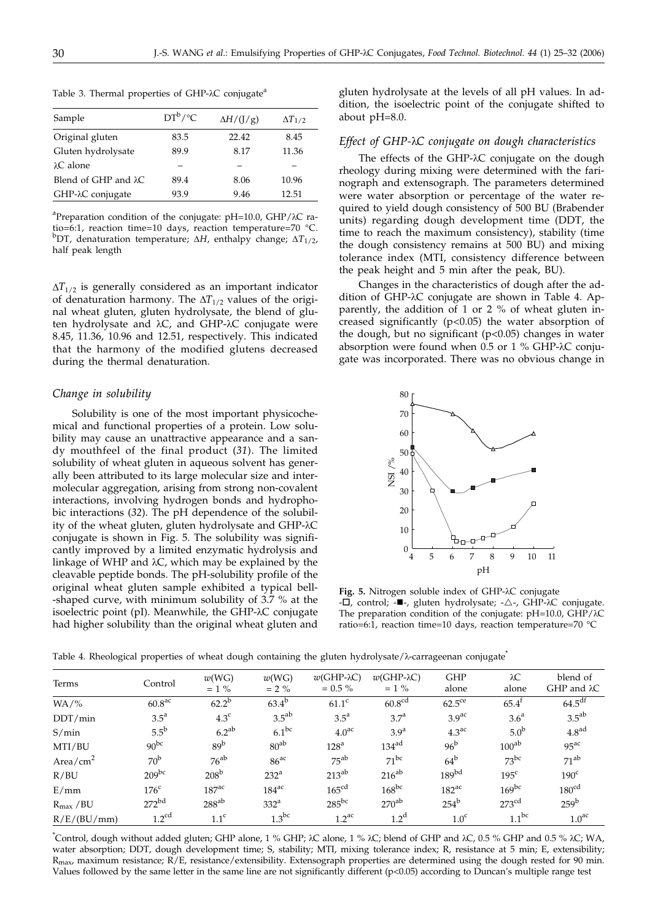Table 3. Thermal properties of GHP-λC conjugate[a]

| Sample | DT[b]/°C | $\Delta H$/(J/g) | $\Delta T_{1/2}$ |
|---|---|---|---|
| Original gluten | 83.5 | 22.42 | 8.45 |
| Gluten hydrolysate | 89.9 | 8.17 | 11.36 |
| λC alone | – | – | – |
| Blend of GHP and λC | 89.4 | 8.06 | 10.96 |
| GHP-λC conjugate | 93.9 | 9.46 | 12.51 |

[a]Preparation condition of the conjugate: pH=10.0, GHP/λC ratio=6:1, reaction time=10 days, reaction temperature=70 °C.
[b]DT, denaturation temperature; $\Delta H$, enthalpy change; $\Delta T_{1/2}$, half peak length

$\Delta T_{1/2}$ is generally considered as an important indicator of denaturation harmony. The $\Delta T_{1/2}$ values of the original wheat gluten, gluten hydrolysate, the blend of gluten hydrolysate and λC, and GHP-λC conjugate were 8.45, 11.36, 10.96 and 12.51, respectively. This indicated that the harmony of the modified glutens decreased during the thermal denaturation.

### *Change in solubility*

Solubility is one of the most important physicochemical and functional properties of a protein. Low solubility may cause an unattractive appearance and a sandy mouthfeel of the final product (*31*). The limited solubility of wheat gluten in aqueous solvent has generally been attributed to its large molecular size and intermolecular aggregation, arising from strong non-covalent interactions, involving hydrogen bonds and hydrophobic interactions (*32*). The pH dependence of the solubility of the wheat gluten, gluten hydrolysate and GHP-λC conjugate is shown in Fig. 5. The solubility was significantly improved by a limited enzymatic hydrolysis and linkage of WHP and λC, which may be explained by the cleavable peptide bonds. The pH-solubility profile of the original wheat gluten sample exhibited a typical bell-shaped curve, with minimum solubility of 3.7 % at the isoelectric point (pI). Meanwhile, the GHP-λC conjugate had higher solubility than the original wheat gluten and gluten hydrolysate at the levels of all pH values. In addition, the isoelectric point of the conjugate shifted to about pH=8.0.

### *Effect of GHP-λC conjugate on dough characteristics*

The effects of the GHP-λC conjugate on the dough rheology during mixing were determined with the farinograph and extensograph. The parameters determined were water absorption or percentage of the water required to yield dough consistency of 500 BU (Brabender units) regarding dough development time (DDT, the time to reach the maximum consistency), stability (time the dough consistency remains at 500 BU) and mixing tolerance index (MTI, consistency difference between the peak height and 5 min after the peak, BU).

Changes in the characteristics of dough after the addition of GHP-λC conjugate are shown in Table 4. Apparently, the addition of 1 or 2 % of wheat gluten increased significantly ($p<0.05$) the water absorption of the dough, but no significant ($p<0.05$) changes in water absorption were found when 0.5 or 1 % GHP-λC conjugate was incorporated. There was no obvious change in

**Fig. 5.** Nitrogen soluble index of GHP-λC conjugate
-□, control; -■-, gluten hydrolysate; -△-, GHP-λC conjugate. The preparation condition of the conjugate: pH=10.0, GHP/λC ratio=6:1, reaction time=10 days, reaction temperature=70 °C

Table 4. Rheological properties of wheat dough containing the gluten hydrolysate/λ-carrageenan conjugate[*]

| Terms | Control | $w$(WG) = 1 % | $w$(WG) = 2 % | $w$(GHP-λC) = 0.5 % | $w$(GHP-λC) = 1 % | GHP alone | λC alone | blend of GHP and λC |
|---|---|---|---|---|---|---|---|---|
| WA/% | $60.8^{ac}$ | $62.2^{b}$ | $63.4^{b}$ | $61.1^{c}$ | $60.8^{cd}$ | $62.5^{ce}$ | $65.4^{f}$ | $64.5^{df}$ |
| DDT/min | $3.5^{a}$ | $4.3^{c}$ | $3.5^{ab}$ | $3.5^{a}$ | $3.7^{a}$ | $3.9^{ac}$ | $3.6^{a}$ | $3.5^{ab}$ |
| S/min | $5.5^{b}$ | $6.2^{ab}$ | $6.1^{bc}$ | $4.0^{ac}$ | $3.9^{a}$ | $4.3^{ac}$ | $5.0^{b}$ | $4.8^{ad}$ |
| MTI/BU | $90^{bc}$ | $89^{b}$ | $80^{ab}$ | $128^{a}$ | $134^{ad}$ | $96^{b}$ | $100^{ab}$ | $95^{ac}$ |
| Area/cm$^2$ | $70^{b}$ | $76^{ab}$ | $86^{ac}$ | $75^{ab}$ | $71^{bc}$ | $64^{b}$ | $73^{bc}$ | $71^{ab}$ |
| R/BU | $209^{bc}$ | $208^{b}$ | $232^{a}$ | $213^{ab}$ | $216^{ab}$ | $189^{bd}$ | $195^{c}$ | $190^{c}$ |
| E/mm | $176^{c}$ | $187^{ac}$ | $184^{ac}$ | $165^{cd}$ | $168^{bc}$ | $182^{ac}$ | $169^{bc}$ | $180^{cd}$ |
| $R_{max}$ /BU | $272^{bd}$ | $288^{ab}$ | $332^{a}$ | $285^{bc}$ | $270^{ab}$ | $254^{b}$ | $273^{cd}$ | $259^{b}$ |
| R/E/(BU/mm) | $1.2^{cd}$ | $1.1^{c}$ | $1.3^{bc}$ | $1.2^{ac}$ | $1.2^{d}$ | $1.0^{c}$ | $1.1^{bc}$ | $1.0^{ac}$ |

[*]Control, dough without added gluten; GHP alone, 1 % GHP; λC alone, 1 % λC; blend of GHP and λC, 0.5 % GHP and 0.5 % λC; WA, water absorption; DDT, dough development time; S, stability; MTI, mixing tolerance index; R, resistance at 5 min; E, extensibility; $R_{max}$, maximum resistance; R/E, resistance/extensibility. Extensograph properties are determined using the dough rested for 90 min. Values followed by the same letter in the same line are not significantly different ($p<0.05$) according to Duncan's multiple range test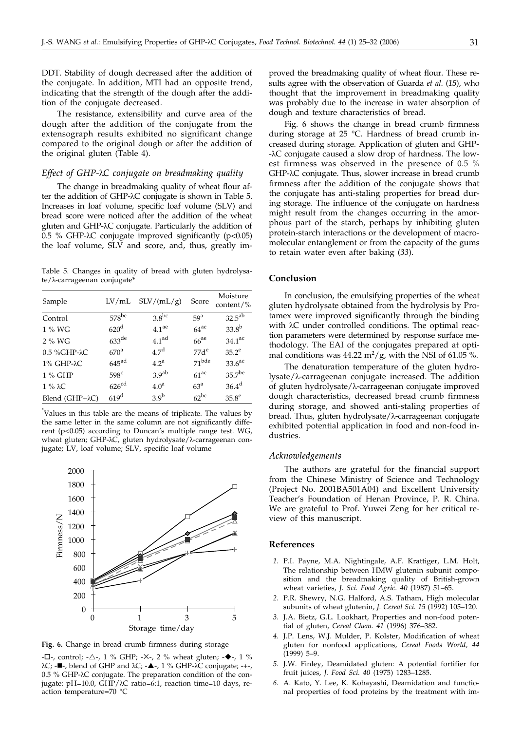DDT. Stability of dough decreased after the addition of the conjugate. In addition, MTI had an opposite trend, indicating that the strength of the dough after the addition of the conjugate decreased.

The resistance, extensibility and curve area of the dough after the addition of the conjugate from the extensograph results exhibited no significant change compared to the original dough or after the addition of the original gluten (Table 4).

### *Effect of GHP-λC conjugate on breadmaking quality*

The change in breadmaking quality of wheat flour after the addition of GHP-λC conjugate is shown in Table 5. Increases in loaf volume, specific loaf volume (SLV) and bread score were noticed after the addition of the wheat gluten and GHP-λC conjugate. Particularly the addition of 0.5 % GHP-λC conjugate improved significantly ($p<0.05$) the loaf volume, SLV and score, and, thus, greatly improved the breadmaking quality of wheat flour. These results agree with the observation of Guarda *et al.* (*15*), who thought that the improvement in breadmaking quality was probably due to the increase in water absorption of dough and texture characteristics of bread.

Table 5. Changes in quality of bread with gluten hydrolysate/λ-carrageenan conjugate*

| Sample | LV/mL | SLV/(mL/g) | Score | Moisture content/% |
|---|---|---|---|---|
| Control | $578^{bc}$ | $3.8^{bc}$ | $59^{a}$ | $32.5^{ab}$ |
| 1 % WG | $620^{d}$ | $4.1^{ae}$ | $64^{ac}$ | $33.8^{b}$ |
| 2 % WG | $633^{de}$ | $4.1^{ad}$ | $66^{ae}$ | $34.1^{ac}$ |
| 0.5 %GHP-λC | $670^{a}$ | $4.7^{d}$ | $77d^{e}$ | $35.2^{e}$ |
| 1% GHP-λC | $645^{ad}$ | $4.2^{a}$ | $71^{bde}$ | $33.6^{ac}$ |
| 1 % GHP | $598^{c}$ | $3.9^{ab}$ | $61^{ac}$ | $35.7^{be}$ |
| 1 % λC | $626^{cd}$ | $4.0^{a}$ | $63^{a}$ | $36.4^{d}$ |
| Blend (GHP+λC) | $619^{d}$ | $3.9^{b}$ | $62^{bc}$ | $35.8^{e}$ |

*Values in this table are the means of triplicate. The values by the same letter in the same column are not significantly different ($p<0.05$) according to Duncan's multiple range test. WG, wheat gluten; GHP-λC, gluten hydrolysate/λ-carrageenan conjugate; LV, loaf volume; SLV, specific loaf volume

**Fig. 6.** Change in bread crumb firmness during storage

-□-, control; -△-, 1 % GHP; -×-, 2 % wheat gluten; -◆-, 1 % λC; -■-, blend of GHP and λC; -▲-, 1 % GHP-λC conjugate; -+-, 0.5 % GHP-λC conjugate. The preparation condition of the conjugate: pH=10.0, GHP/λC ratio=6:1, reaction time=10 days, reaction temperature=70 °C

Fig. 6 shows the change in bread crumb firmness during storage at 25 °C. Hardness of bread crumb increased during storage. Application of gluten and GHP-λC conjugate caused a slow drop of hardness. The lowest firmness was observed in the presence of 0.5 % GHP-λC conjugate. Thus, slower increase in bread crumb firmness after the addition of the conjugate shows that the conjugate has anti-staling properties for bread during storage. The influence of the conjugate on hardness might result from the changes occurring in the amorphous part of the starch, perhaps by inhibiting gluten protein-starch interactions or the development of macromolecular entanglement or from the capacity of the gums to retain water even after baking (*33*).

## Conclusion

In conclusion, the emulsifying properties of the wheat gluten hydrolysate obtained from the hydrolysis by Protamex were improved significantly through the binding with λC under controlled conditions. The optimal reaction parameters were determined by response surface methodology. The EAI of the conjugates prepared at optimal conditions was 44.22 $m^2/g$, with the NSI of 61.05 %.

The denaturation temperature of the gluten hydrolysate/λ-carrageenan conjugate increased. The addition of gluten hydrolysate/λ-carrageenan conjugate improved dough characteristics, decreased bread crumb firmness during storage, and showed anti-staling properties of bread. Thus, gluten hydrolysate/λ-carrageenan conjugate exhibited potential application in food and non-food industries.

### *Acknowledgements*

The authors are grateful for the financial support from the Chinese Ministry of Science and Technology (Project No. 2001BA501A04) and Excellent University Teacher's Foundation of Henan Province, P. R. China. We are grateful to Prof. Yuwei Zeng for her critical review of this manuscript.

## References

1. P.I. Payne, M.A. Nightingale, A.F. Krattiger, L.M. Holt, The relationship between HMW glutenin subunit composition and the breadmaking quality of British-grown wheat varieties, *J. Sci. Food Agric. 40* (1987) 51–65.
2. P.R. Shewry, N.G. Halford, A.S. Tatham, High molecular subunits of wheat glutenin, *J. Cereal Sci. 15* (1992) 105–120.
3. J.A. Bietz, G.L. Lookhart, Properties and non-food potential of gluten, *Cereal Chem. 41* (1996) 376–382.
4. J.P. Lens, W.J. Mulder, P. Kolster, Modification of wheat gluten for nonfood applications, *Cereal Foods World, 44* (1999) 5–9.
5. J.W. Finley, Deamidated gluten: A potential fortifier for fruit juices, *J. Food Sci. 40* (1975) 1283–1285.
6. A. Kato, Y. Lee, K. Kobayashi, Deamidation and functional properties of food proteins by the treatment with im-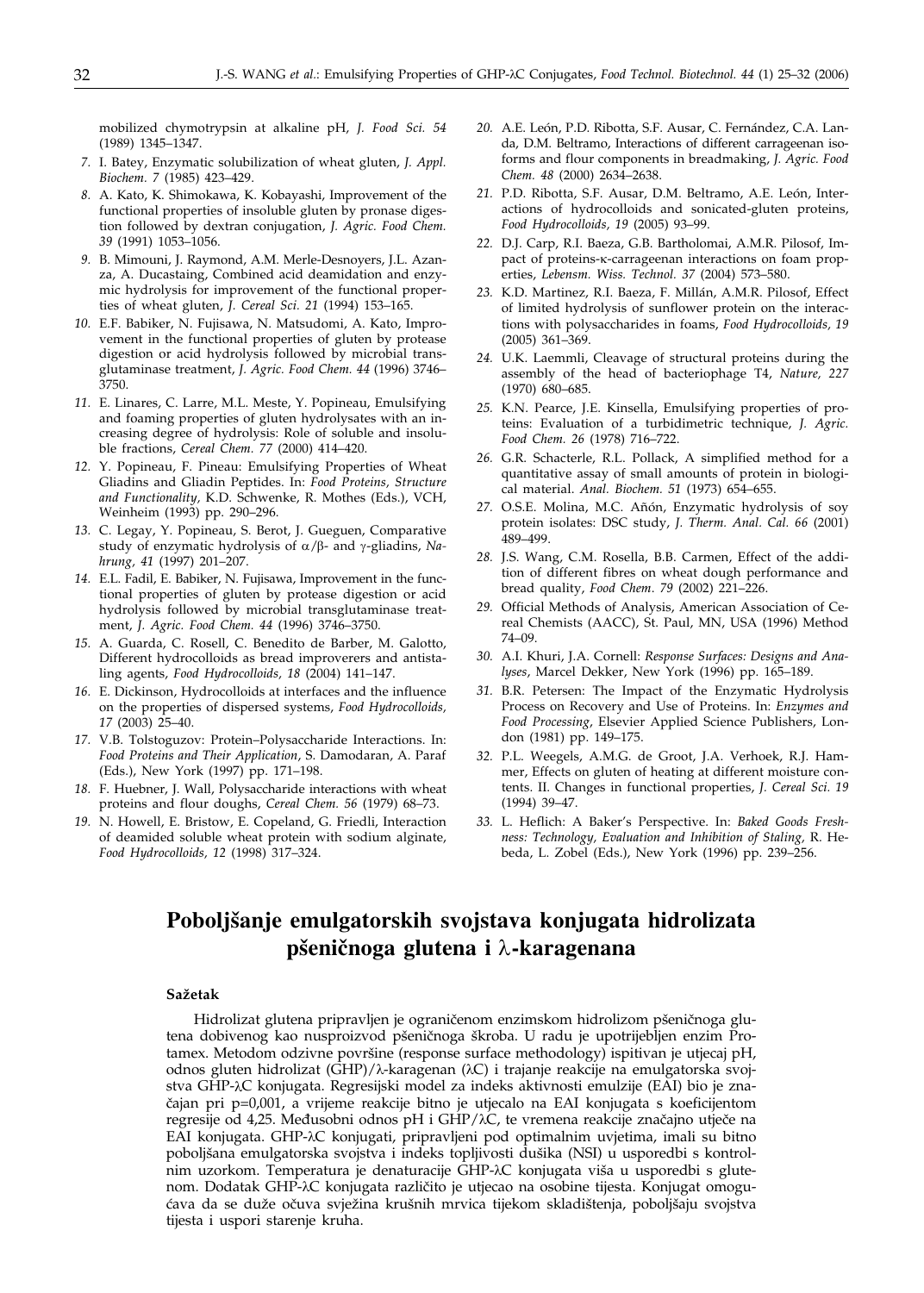mobilized chymotrypsin at alkaline pH, *J. Food Sci. 54* (1989) 1345–1347.

*7.* I. Batey, Enzymatic solubilization of wheat gluten, *J. Appl. Biochem. 7* (1985) 423–429.

*8.* A. Kato, K. Shimokawa, K. Kobayashi, Improvement of the functional properties of insoluble gluten by pronase digestion followed by dextran conjugation, *J. Agric. Food Chem. 39* (1991) 1053–1056.

*9.* B. Mimouni, J. Raymond, A.M. Merle-Desnoyers, J.L. Azanza, A. Ducastaing, Combined acid deamidation and enzymic hydrolysis for improvement of the functional properties of wheat gluten, *J. Cereal Sci. 21* (1994) 153–165.

*10.* E.F. Babiker, N. Fujisawa, N. Matsudomi, A. Kato, Improvement in the functional properties of gluten by protease digestion or acid hydrolysis followed by microbial transglutaminase treatment, *J. Agric. Food Chem. 44* (1996) 3746–3750.

*11.* E. Linares, C. Larre, M.L. Meste, Y. Popineau, Emulsifying and foaming properties of gluten hydrolysates with an increasing degree of hydrolysis: Role of soluble and insoluble fractions, *Cereal Chem. 77* (2000) 414–420.

*12.* Y. Popineau, F. Pineau: Emulsifying Properties of Wheat Gliadins and Gliadin Peptides. In: *Food Proteins, Structure and Functionality,* K.D. Schwenke, R. Mothes (Eds.), VCH, Weinheim (1993) pp. 290–296.

*13.* C. Legay, Y. Popineau, S. Berot, J. Gueguen, Comparative study of enzymatic hydrolysis of $\alpha/\beta$- and $\gamma$-gliadins, *Nahrung, 41* (1997) 201–207.

*14.* E.L. Fadil, E. Babiker, N. Fujisawa, Improvement in the functional properties of gluten by protease digestion or acid hydrolysis followed by microbial transglutaminase treatment, *J. Agric. Food Chem. 44* (1996) 3746–3750.

*15.* A. Guarda, C. Rosell, C. Benedito de Barber, M. Galotto, Different hydrocolloids as bread improverers and antistaling agents, *Food Hydrocolloids, 18* (2004) 141–147.

*16.* E. Dickinson, Hydrocolloids at interfaces and the influence on the properties of dispersed systems, *Food Hydrocolloids, 17* (2003) 25–40.

*17.* V.B. Tolstoguzov: Protein–Polysaccharide Interactions. In: *Food Proteins and Their Application,* S. Damodaran, A. Paraf (Eds.), New York (1997) pp. 171–198.

*18.* F. Huebner, J. Wall, Polysaccharide interactions with wheat proteins and flour doughs, *Cereal Chem. 56* (1979) 68–73.

*19.* N. Howell, E. Bristow, E. Copeland, G. Friedli, Interaction of deamided soluble wheat protein with sodium alginate, *Food Hydrocolloids, 12* (1998) 317–324.

*20.* A.E. León, P.D. Ribotta, S.F. Ausar, C. Fernández, C.A. Landa, D.M. Beltramo, Interactions of different carrageenan isoforms and flour components in breadmaking, *J. Agric. Food Chem. 48* (2000) 2634–2638.

*21.* P.D. Ribotta, S.F. Ausar, D.M. Beltramo, A.E. León, Interactions of hydrocolloids and sonicated-gluten proteins, *Food Hydrocolloids, 19* (2005) 93–99.

*22.* D.J. Carp, R.I. Baeza, G.B. Bartholomai, A.M.R. Pilosof, Impact of proteins-κ-carrageenan interactions on foam properties, *Lebensm. Wiss. Technol. 37* (2004) 573–580.

*23.* K.D. Martinez, R.I. Baeza, F. Millán, A.M.R. Pilosof, Effect of limited hydrolysis of sunflower protein on the interactions with polysaccharides in foams, *Food Hydrocolloids, 19* (2005) 361–369.

*24.* U.K. Laemmli, Cleavage of structural proteins during the assembly of the head of bacteriophage T4, *Nature, 227* (1970) 680–685.

*25.* K.N. Pearce, J.E. Kinsella, Emulsifying properties of proteins: Evaluation of a turbidimetric technique, *J. Agric. Food Chem. 26* (1978) 716–722.

*26.* G.R. Schacterle, R.L. Pollack, A simplified method for a quantitative assay of small amounts of protein in biological material. *Anal. Biochem. 51* (1973) 654–655.

*27.* O.S.E. Molina, M.C. Añón, Enzymatic hydrolysis of soy protein isolates: DSC study, *J. Therm. Anal. Cal. 66* (2001) 489–499.

*28.* J.S. Wang, C.M. Rosella, B.B. Carmen, Effect of the addition of different fibres on wheat dough performance and bread quality, *Food Chem. 79* (2002) 221–226.

*29.* Official Methods of Analysis, American Association of Cereal Chemists (AACC), St. Paul, MN, USA (1996) Method 74–09.

*30.* A.I. Khuri, J.A. Cornell: *Response Surfaces: Designs and Analyses,* Marcel Dekker, New York (1996) pp. 165–189.

*31.* B.R. Petersen: The Impact of the Enzymatic Hydrolysis Process on Recovery and Use of Proteins. In: *Enzymes and Food Processing,* Elsevier Applied Science Publishers, London (1981) pp. 149–175.

*32.* P.L. Weegels, A.M.G. de Groot, J.A. Verhoek, R.J. Hammer, Effects on gluten of heating at different moisture contents. II. Changes in functional properties, *J. Cereal Sci. 19* (1994) 39–47.

*33.* L. Heflich: A Baker's Perspective. In: *Baked Goods Freshness: Technology, Evaluation and Inhibition of Staling,* R. Hebeda, L. Zobel (Eds.), New York (1996) pp. 239–256.

# Poboljšanje emulgatorskih svojstava konjugata hidrolizata pšeničnoga glutena i λ-karagenana

### Sažetak

Hidrolizat glutena pripravljen je ograničenom enzimskom hidrolizom pšeničnoga glutena dobivenog kao nusproizvod pšeničnoga škroba. U radu je upotrijebljen enzim Protamex. Metodom odzivne površine (response surface methodology) ispitivan je utjecaj pH, odnos gluten hidrolizat (GHP)/λ-karagenan (λC) i trajanje reakcije na emulgatorska svojstva GHP-λC konjugata. Regresijski model za indeks aktivnosti emulzije (EAI) bio je značajan pri $p=0{,}001$, a vrijeme reakcije bitno je utjecalo na EAI konjugata s koeficijentom regresije od 4,25. Međusobni odnos pH i GHP/λC, te vremena reakcije značajno utječe na EAI konjugata. GHP-λC konjugati, pripravljeni pod optimalnim uvjetima, imali su bitno poboljšana emulgatorska svojstva i indeks topljivosti dušika (NSI) u usporedbi s kontrolnim uzorkom. Temperatura je denaturacije GHP-λC konjugata viša u usporedbi s glutenom. Dodatak GHP-λC konjugata različito je utjecao na osobine tijesta. Konjugat omogućava da se duže očuva svježina krušnih mrvica tijekom skladištenja, poboljšaju svojstva tijesta i uspori starenje kruha.